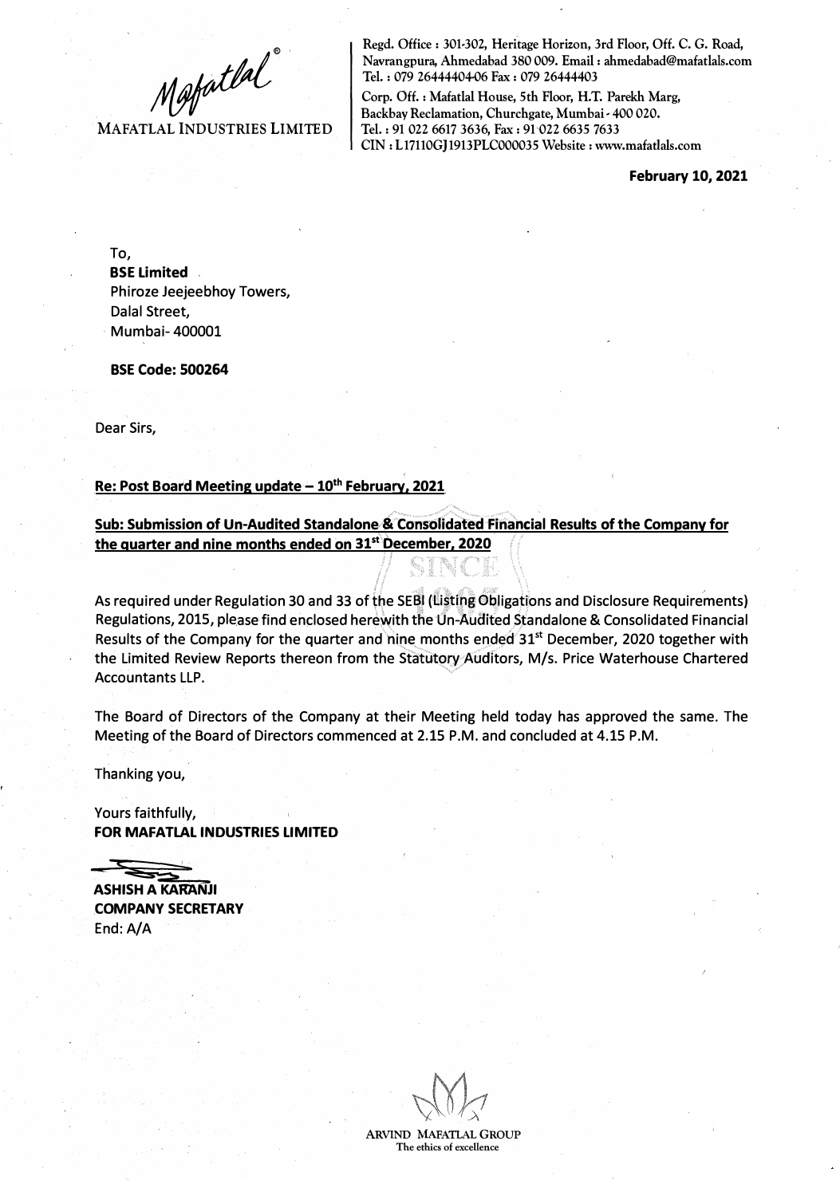MAFATLAL INDUSTRIES LIMITED

Regd. Office : 301-302, Heritage Horizon, 3rd Floor, Off. C. G. Road, Navrangpura, Ahmedabad 380 009. Email : ahmedabad@mafatlals.com
Tel. : 079 26444404-06 Fax : 079 26444403
Corp. Off. : Mafatlal House, 5th Floor, H.T. Parekh Marg, Backbay Reclamation, Churchgate, Mumbai - 400 020.
Tel. : 91 022 6617 3636, Fax : 91 022 6635 7633
CIN : L17110GJ1913PLC000035 Website : www.mafatlals.com

**February 10, 2021**

To,
**BSE Limited**
Phiroze Jeejeebhoy Towers,
Dalal Street,
Mumbai- 400001

**BSE Code: 500264**

Dear Sirs,

**Re: Post Board Meeting update – 10th February, 2021**

**Sub: Submission of Un-Audited Standalone & Consolidated Financial Results of the Company for the quarter and nine months ended on 31st December, 2020**

As required under Regulation 30 and 33 of the SEBI (Listing Obligations and Disclosure Requirements) Regulations, 2015, please find enclosed herewith the Un-Audited Standalone & Consolidated Financial Results of the Company for the quarter and nine months ended 31st December, 2020 together with the Limited Review Reports thereon from the Statutory Auditors, M/s. Price Waterhouse Chartered Accountants LLP.

The Board of Directors of the Company at their Meeting held today has approved the same. The Meeting of the Board of Directors commenced at 2.15 P.M. and concluded at 4.15 P.M.

Thanking you,

Yours faithfully,
**FOR MAFATLAL INDUSTRIES LIMITED**

**ASHISH A KARANJI**
**COMPANY SECRETARY**
End: A/A

ARVIND MAFATLAL GROUP
The ethics of excellence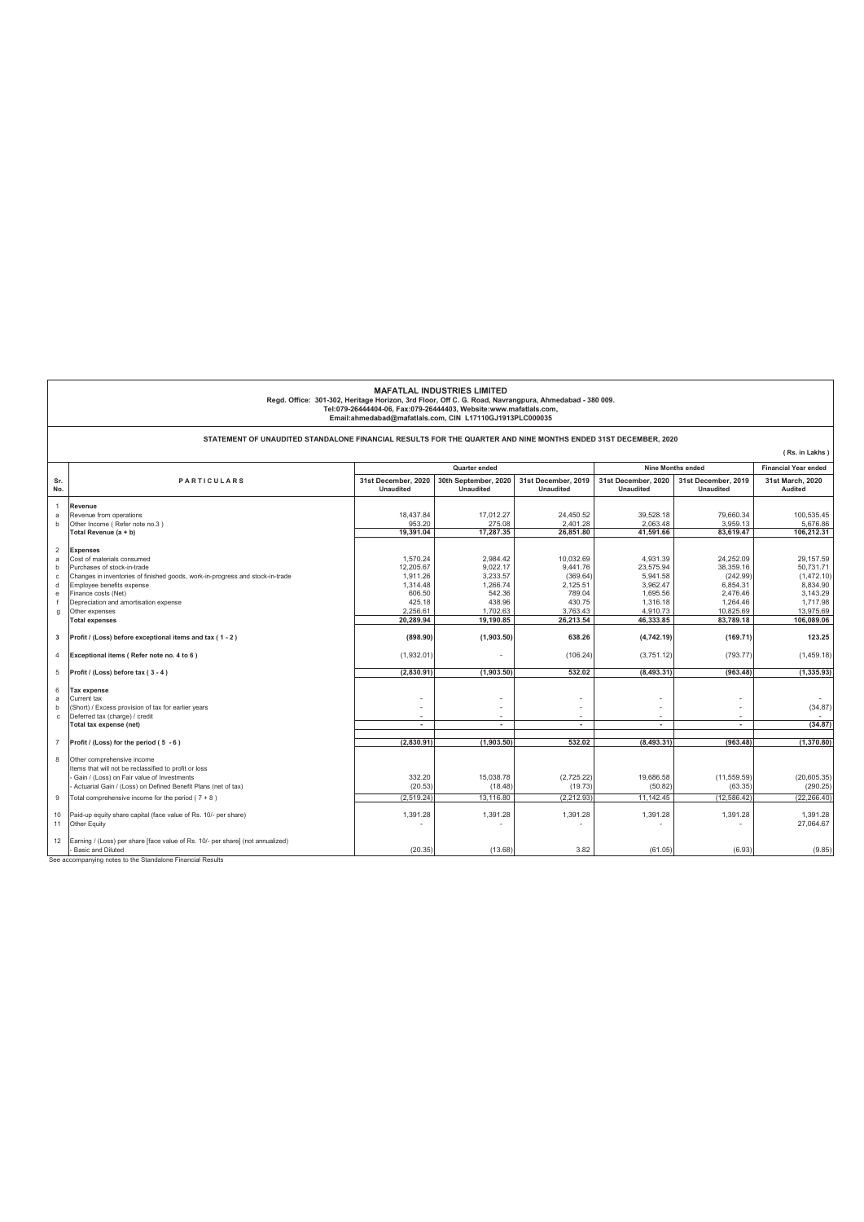**MAFATLAL INDUSTRIES LIMITED**
**Regd. Office: 301-302, Heritage Horizon, 3rd Floor, Off C. G. Road, Navrangpura, Ahmedabad - 380 009.**
**Tel:079-26444404-06, Fax:079-26444403, Website:www.mafatlals.com,**
**Email:ahmedabad@mafatlals.com, CIN L17110GJ1913PLC000035**

**STATEMENT OF UNAUDITED STANDALONE FINANCIAL RESULTS FOR THE QUARTER AND NINE MONTHS ENDED 31ST DECEMBER, 2020**

( Rs. in Lakhs )

| Sr. No. | PARTICULARS | Quarter ended | | | Nine Months ended | | Financial Year ended |
|---|---|---|---|---|---|---|---|
| | | 31st December, 2020 Unaudited | 30th September, 2020 Unaudited | 31st December, 2019 Unaudited | 31st December, 2020 Unaudited | 31st December, 2019 Unaudited | 31st March, 2020 Audited |
| 1 | **Revenue** | | | | | | |
| a | Revenue from operations | 18,437.84 | 17,012.27 | 24,450.52 | 39,528.18 | 79,660.34 | 100,535.45 |
| b | Other Income ( Refer note no.3 ) | 953.20 | 275.08 | 2,401.28 | 2,063.48 | 3,959.13 | 5,676.86 |
| | **Total Revenue (a + b)** | **19,391.04** | **17,287.35** | **26,851.80** | **41,591.66** | **83,619.47** | **106,212.31** |
| 2 | **Expenses** | | | | | | |
| a | Cost of materials consumed | 1,570.24 | 2,984.42 | 10,032.69 | 4,931.39 | 24,252.09 | 29,157.59 |
| b | Purchases of stock-in-trade | 12,205.67 | 9,022.17 | 9,441.76 | 23,575.94 | 38,359.16 | 50,731.71 |
| c | Changes in inventories of finished goods, work-in-progress and stock-in-trade | 1,911.26 | 3,233.57 | (369.64) | 5,941.58 | (242.99) | (1,472.10) |
| d | Employee benefits expense | 1,314.48 | 1,266.74 | 2,125.51 | 3,962.47 | 6,854.31 | 8,834.90 |
| e | Finance costs (Net) | 606.50 | 542.36 | 789.04 | 1,695.56 | 2,476.46 | 3,143.29 |
| f | Depreciation and amortisation expense | 425.18 | 438.96 | 430.75 | 1,316.18 | 1,264.46 | 1,717.98 |
| g | Other expenses | 2,256.61 | 1,702.63 | 3,763.43 | 4,910.73 | 10,825.69 | 13,975.69 |
| | **Total expenses** | **20,289.94** | **19,190.85** | **26,213.54** | **46,333.85** | **83,789.18** | **106,089.06** |
| 3 | **Profit / (Loss) before exceptional items and tax ( 1 - 2 )** | **(898.90)** | **(1,903.50)** | **638.26** | **(4,742.19)** | **(169.71)** | **123.25** |
| 4 | **Exceptional items ( Refer note no. 4 to 6 )** | (1,932.01) | - | (106.24) | (3,751.12) | (793.77) | (1,459.18) |
| 5 | **Profit / (Loss) before tax ( 3 - 4 )** | **(2,830.91)** | **(1,903.50)** | **532.02** | **(8,493.31)** | **(963.48)** | **(1,335.93)** |
| 6 | **Tax expense** | | | | | | |
| a | Current tax | - | - | - | - | - | - |
| b | (Short) / Excess provision of tax for earlier years | - | - | - | - | - | (34.87) |
| c | Deferred tax (charge) / credit | - | - | - | - | - | - |
| | **Total tax expense (net)** | **-** | **-** | **-** | **-** | **-** | **(34.87)** |
| 7 | **Profit / (Loss) for the period ( 5 - 6 )** | **(2,830.91)** | **(1,903.50)** | **532.02** | **(8,493.31)** | **(963.48)** | **(1,370.80)** |
| 8 | Other comprehensive income | | | | | | |
| | Items that will not be reclassified to profit or loss | | | | | | |
| | - Gain / (Loss) on Fair value of Investments | 332.20 | 15,038.78 | (2,725.22) | 19,686.58 | (11,559.59) | (20,605.35) |
| | - Actuarial Gain / (Loss) on Defined Benefit Plans (net of tax) | (20.53) | (18.48) | (19.73) | (50.82) | (63.35) | (290.25) |
| 9 | Total comprehensive income for the period ( 7 + 8 ) | (2,519.24) | 13,116.80 | (2,212.93) | 11,142.45 | (12,586.42) | (22,266.40) |
| 10 | Paid-up equity share capital (face value of Rs. 10/- per share) | 1,391.28 | 1,391.28 | 1,391.28 | 1,391.28 | 1,391.28 | 1,391.28 |
| 11 | Other Equity | - | - | - | - | - | 27,064.67 |
| 12 | Earning / (Loss) per share [face value of Rs. 10/- per share] (not annualized) | | | | | | |
| | - Basic and Diluted | (20.35) | (13.68) | 3.82 | (61.05) | (6.93) | (9.85) |

See accompanying notes to the Standalone Financial Results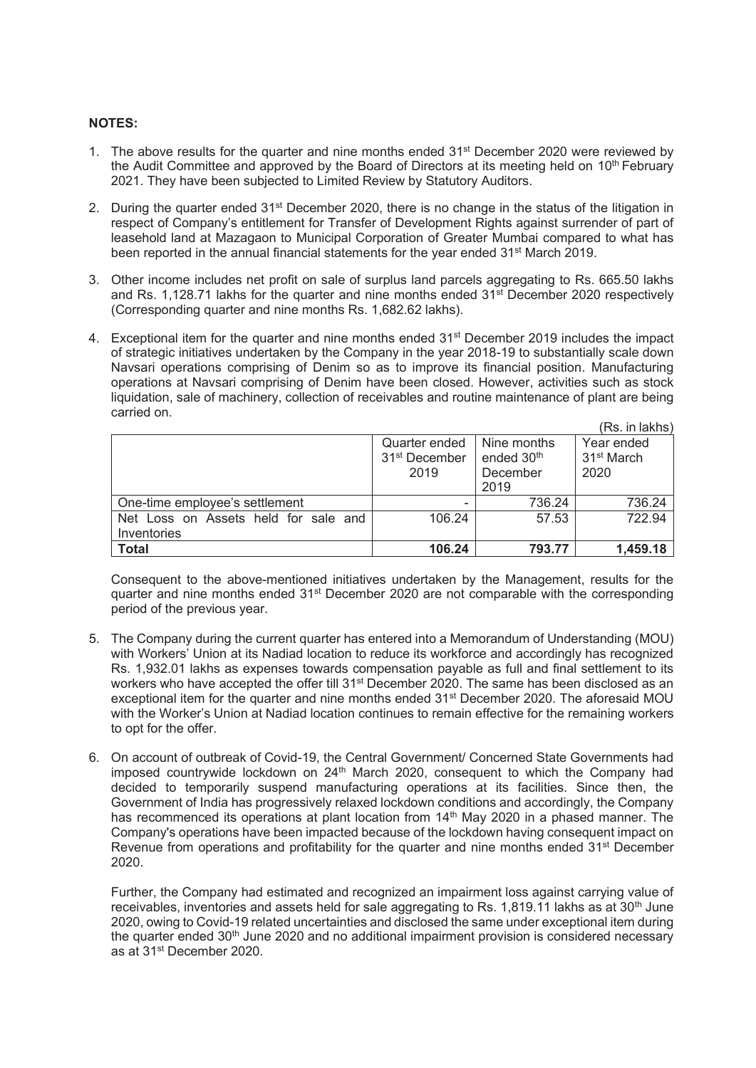**NOTES:**

1. The above results for the quarter and nine months ended 31st December 2020 were reviewed by the Audit Committee and approved by the Board of Directors at its meeting held on 10th February 2021. They have been subjected to Limited Review by Statutory Auditors.

2. During the quarter ended 31st December 2020, there is no change in the status of the litigation in respect of Company's entitlement for Transfer of Development Rights against surrender of part of leasehold land at Mazagaon to Municipal Corporation of Greater Mumbai compared to what has been reported in the annual financial statements for the year ended 31st March 2019.

3. Other income includes net profit on sale of surplus land parcels aggregating to Rs. 665.50 lakhs and Rs. 1,128.71 lakhs for the quarter and nine months ended 31st December 2020 respectively (Corresponding quarter and nine months Rs. 1,682.62 lakhs).

4. Exceptional item for the quarter and nine months ended 31st December 2019 includes the impact of strategic initiatives undertaken by the Company in the year 2018-19 to substantially scale down Navsari operations comprising of Denim so as to improve its financial position. Manufacturing operations at Navsari comprising of Denim have been closed. However, activities such as stock liquidation, sale of machinery, collection of receivables and routine maintenance of plant are being carried on.

(Rs. in lakhs)

| | Quarter ended 31st December 2019 | Nine months ended 30th December 2019 | Year ended 31st March 2020 |
|---|---|---|---|
| One-time employee's settlement | - | 736.24 | 736.24 |
| Net Loss on Assets held for sale and Inventories | 106.24 | 57.53 | 722.94 |
| **Total** | **106.24** | **793.77** | **1,459.18** |

Consequent to the above-mentioned initiatives undertaken by the Management, results for the quarter and nine months ended 31st December 2020 are not comparable with the corresponding period of the previous year.

5. The Company during the current quarter has entered into a Memorandum of Understanding (MOU) with Workers' Union at its Nadiad location to reduce its workforce and accordingly has recognized Rs. 1,932.01 lakhs as expenses towards compensation payable as full and final settlement to its workers who have accepted the offer till 31st December 2020. The same has been disclosed as an exceptional item for the quarter and nine months ended 31st December 2020. The aforesaid MOU with the Worker's Union at Nadiad location continues to remain effective for the remaining workers to opt for the offer.

6. On account of outbreak of Covid-19, the Central Government/ Concerned State Governments had imposed countrywide lockdown on 24th March 2020, consequent to which the Company had decided to temporarily suspend manufacturing operations at its facilities. Since then, the Government of India has progressively relaxed lockdown conditions and accordingly, the Company has recommenced its operations at plant location from 14th May 2020 in a phased manner. The Company's operations have been impacted because of the lockdown having consequent impact on Revenue from operations and profitability for the quarter and nine months ended 31st December 2020.

   Further, the Company had estimated and recognized an impairment loss against carrying value of receivables, inventories and assets held for sale aggregating to Rs. 1,819.11 lakhs as at 30th June 2020, owing to Covid-19 related uncertainties and disclosed the same under exceptional item during the quarter ended 30th June 2020 and no additional impairment provision is considered necessary as at 31st December 2020.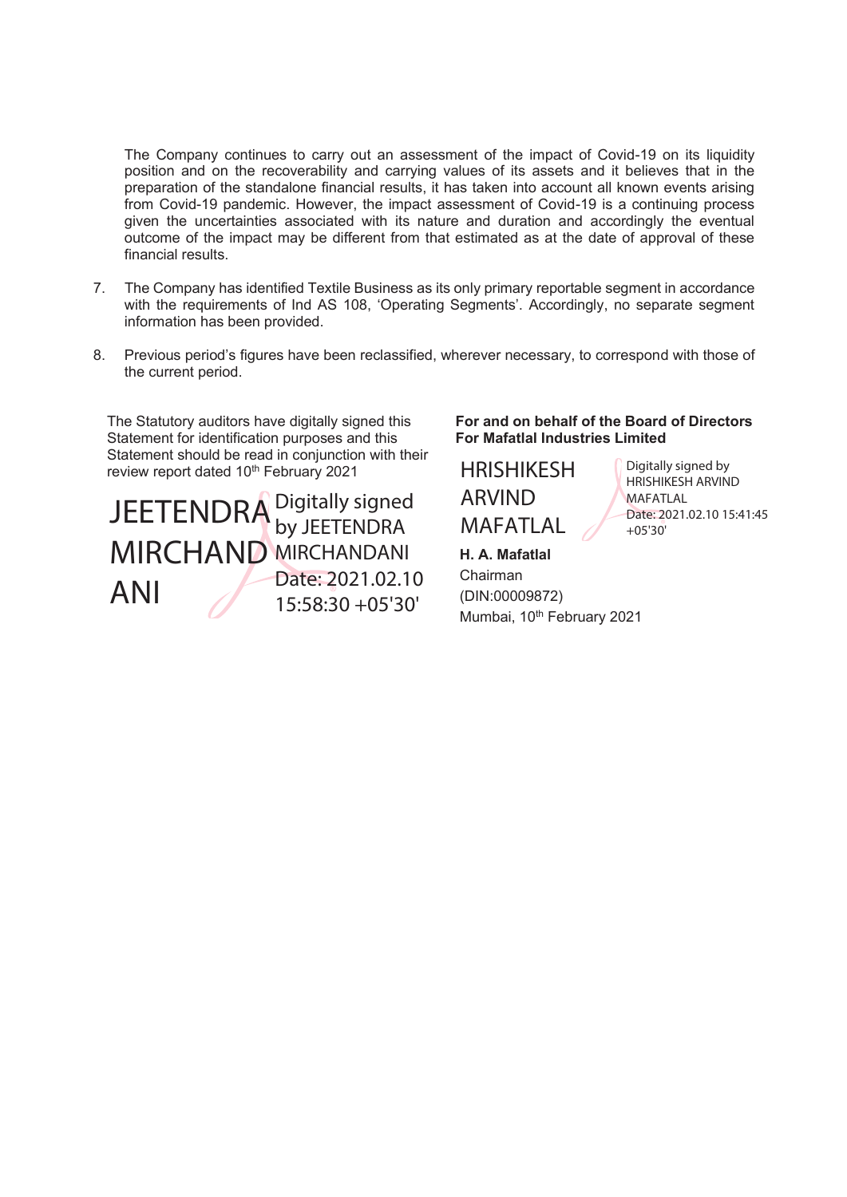The Company continues to carry out an assessment of the impact of Covid-19 on its liquidity position and on the recoverability and carrying values of its assets and it believes that in the preparation of the standalone financial results, it has taken into account all known events arising from Covid-19 pandemic. However, the impact assessment of Covid-19 is a continuing process given the uncertainties associated with its nature and duration and accordingly the eventual outcome of the impact may be different from that estimated as at the date of approval of these financial results.

7. The Company has identified Textile Business as its only primary reportable segment in accordance with the requirements of Ind AS 108, 'Operating Segments'. Accordingly, no separate segment information has been provided.

8. Previous period's figures have been reclassified, wherever necessary, to correspond with those of the current period.

The Statutory auditors have digitally signed this Statement for identification purposes and this Statement should be read in conjunction with their review report dated 10th February 2021

JEETENDRA MIRCHANDANI — Digitally signed by JEETENDRA MIRCHANDANI Date: 2021.02.10 15:58:30 +05'30'

**For and on behalf of the Board of Directors**
**For Mafatlal Industries Limited**

HRISHIKESH ARVIND MAFATLAL — Digitally signed by HRISHIKESH ARVIND MAFATLAL Date: 2021.02.10 15:41:45 +05'30'

**H. A. Mafatlal**
Chairman
(DIN:00009872)
Mumbai, 10th February 2021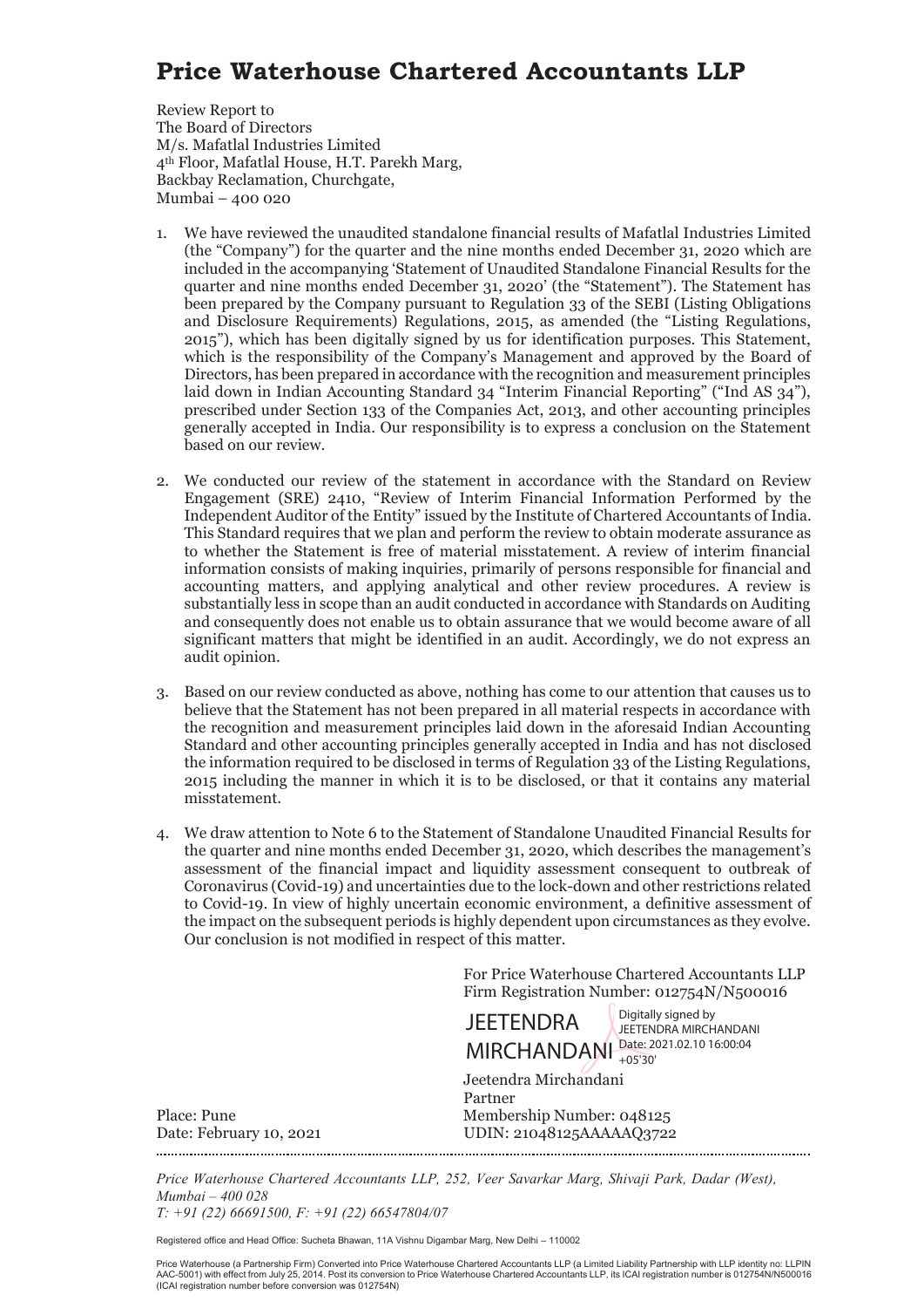# Price Waterhouse Chartered Accountants LLP

Review Report to
The Board of Directors
M/s. Mafatlal Industries Limited
4th Floor, Mafatlal House, H.T. Parekh Marg,
Backbay Reclamation, Churchgate,
Mumbai – 400 020

1. We have reviewed the unaudited standalone financial results of Mafatlal Industries Limited (the "Company") for the quarter and the nine months ended December 31, 2020 which are included in the accompanying 'Statement of Unaudited Standalone Financial Results for the quarter and nine months ended December 31, 2020' (the "Statement"). The Statement has been prepared by the Company pursuant to Regulation 33 of the SEBI (Listing Obligations and Disclosure Requirements) Regulations, 2015, as amended (the "Listing Regulations, 2015"), which has been digitally signed by us for identification purposes. This Statement, which is the responsibility of the Company's Management and approved by the Board of Directors, has been prepared in accordance with the recognition and measurement principles laid down in Indian Accounting Standard 34 "Interim Financial Reporting" ("Ind AS 34"), prescribed under Section 133 of the Companies Act, 2013, and other accounting principles generally accepted in India. Our responsibility is to express a conclusion on the Statement based on our review.

2. We conducted our review of the statement in accordance with the Standard on Review Engagement (SRE) 2410, "Review of Interim Financial Information Performed by the Independent Auditor of the Entity" issued by the Institute of Chartered Accountants of India. This Standard requires that we plan and perform the review to obtain moderate assurance as to whether the Statement is free of material misstatement. A review of interim financial information consists of making inquiries, primarily of persons responsible for financial and accounting matters, and applying analytical and other review procedures. A review is substantially less in scope than an audit conducted in accordance with Standards on Auditing and consequently does not enable us to obtain assurance that we would become aware of all significant matters that might be identified in an audit. Accordingly, we do not express an audit opinion.

3. Based on our review conducted as above, nothing has come to our attention that causes us to believe that the Statement has not been prepared in all material respects in accordance with the recognition and measurement principles laid down in the aforesaid Indian Accounting Standard and other accounting principles generally accepted in India and has not disclosed the information required to be disclosed in terms of Regulation 33 of the Listing Regulations, 2015 including the manner in which it is to be disclosed, or that it contains any material misstatement.

4. We draw attention to Note 6 to the Statement of Standalone Unaudited Financial Results for the quarter and nine months ended December 31, 2020, which describes the management's assessment of the financial impact and liquidity assessment consequent to outbreak of Coronavirus (Covid-19) and uncertainties due to the lock-down and other restrictions related to Covid-19. In view of highly uncertain economic environment, a definitive assessment of the impact on the subsequent periods is highly dependent upon circumstances as they evolve. Our conclusion is not modified in respect of this matter.

For Price Waterhouse Chartered Accountants LLP
Firm Registration Number: 012754N/N500016

JEETENDRA MIRCHANDANI
Digitally signed by JEETENDRA MIRCHANDANI
Date: 2021.02.10 16:00:04 +05'30'

Jeetendra Mirchandani
Partner
Membership Number: 048125
UDIN: 21048125AAAAAQ3722

Place: Pune
Date: February 10, 2021

*Price Waterhouse Chartered Accountants LLP, 252, Veer Savarkar Marg, Shivaji Park, Dadar (West), Mumbai – 400 028*
*T: +91 (22) 66691500, F: +91 (22) 66547804/07*

Registered office and Head Office: Sucheta Bhawan, 11A Vishnu Digambar Marg, New Delhi – 110002

Price Waterhouse (a Partnership Firm) Converted into Price Waterhouse Chartered Accountants LLP (a Limited Liability Partnership with LLP identity no: LLPIN AAC-5001) with effect from July 25, 2014. Post its conversion to Price Waterhouse Chartered Accountants LLP, its ICAI registration number is 012754N/N500016 (ICAI registration number before conversion was 012754N)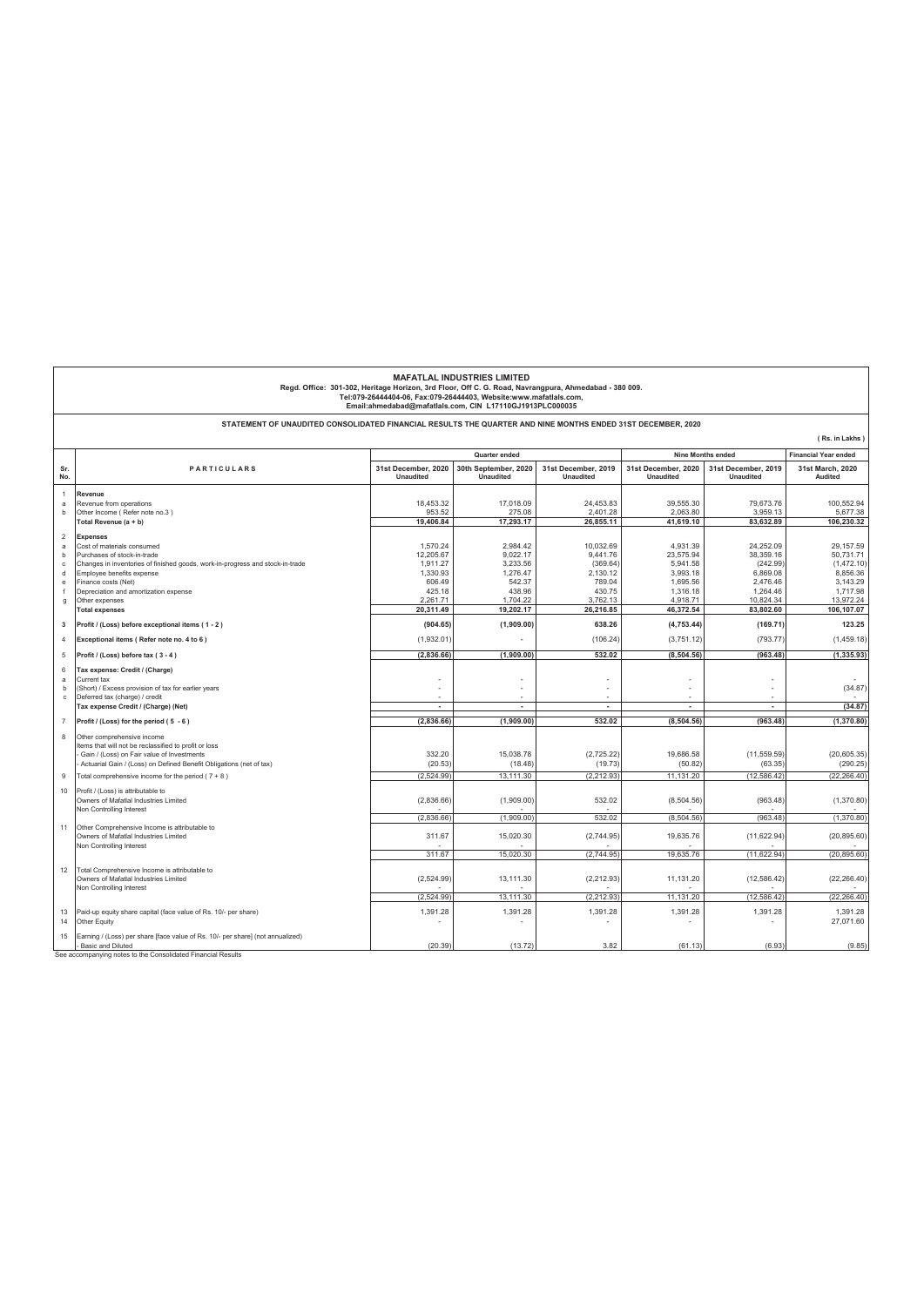**MAFATLAL INDUSTRIES LIMITED**
**Regd. Office: 301-302, Heritage Horizon, 3rd Floor, Off C. G. Road, Navrangpura, Ahmedabad - 380 009.**
**Tel:079-26444404-06, Fax:079-26444403, Website:www.mafatlals.com,**
**Email:ahmedabad@mafatlals.com, CIN L17110GJ1913PLC000035**

**STATEMENT OF UNAUDITED CONSOLIDATED FINANCIAL RESULTS THE QUARTER AND NINE MONTHS ENDED 31ST DECEMBER, 2020**

( Rs. in Lakhs )

| Sr. No. | PARTICULARS | Quarter ended | | | Nine Months ended | | Financial Year ended |
|---|---|---|---|---|---|---|---|
| | | 31st December, 2020 Unaudited | 30th September, 2020 Unaudited | 31st December, 2019 Unaudited | 31st December, 2020 Unaudited | 31st December, 2019 Unaudited | 31st March, 2020 Audited |
| 1 | **Revenue** | | | | | | |
| a | Revenue from operations | 18,453.32 | 17,018.09 | 24,453.83 | 39,555.30 | 79,673.76 | 100,552.94 |
| b | Other Income ( Refer note no.3 ) | 953.52 | 275.08 | 2,401.28 | 2,063.80 | 3,959.13 | 5,677.38 |
| | **Total Revenue (a + b)** | **19,406.84** | **17,293.17** | **26,855.11** | **41,619.10** | **83,632.89** | **106,230.32** |
| 2 | **Expenses** | | | | | | |
| a | Cost of materials consumed | 1,570.24 | 2,984.42 | 10,032.69 | 4,931.39 | 24,252.09 | 29,157.59 |
| b | Purchases of stock-in-trade | 12,205.67 | 9,022.17 | 9,441.76 | 23,575.94 | 38,359.16 | 50,731.71 |
| c | Changes in inventories of finished goods, work-in-progress and stock-in-trade | 1,911.27 | 3,233.56 | (369.64) | 5,941.58 | (242.99) | (1,472.10) |
| d | Employee benefits expense | 1,330.93 | 1,276.47 | 2,130.12 | 3,993.18 | 6,869.08 | 8,856.36 |
| e | Finance costs (Net) | 606.49 | 542.37 | 789.04 | 1,695.56 | 2,476.46 | 3,143.29 |
| f | Depreciation and amortization expense | 425.18 | 438.96 | 430.75 | 1,316.18 | 1,264.46 | 1,717.98 |
| g | Other expenses | 2,261.71 | 1,704.22 | 3,762.13 | 4,918.71 | 10,824.34 | 13,972.24 |
| | **Total expenses** | **20,311.49** | **19,202.17** | **26,216.85** | **46,372.54** | **83,802.60** | **106,107.07** |
| 3 | **Profit / (Loss) before exceptional items ( 1 - 2 )** | **(904.65)** | **(1,909.00)** | **638.26** | **(4,753.44)** | **(169.71)** | **123.25** |
| 4 | **Exceptional items ( Refer note no. 4 to 6 )** | (1,932.01) | - | (106.24) | (3,751.12) | (793.77) | (1,459.18) |
| 5 | **Profit / (Loss) before tax ( 3 - 4 )** | **(2,836.66)** | **(1,909.00)** | **532.02** | **(8,504.56)** | **(963.48)** | **(1,335.93)** |
| 6 | **Tax expense: Credit / (Charge)** | | | | | | |
| a | Current tax | - | - | - | - | - | - |
| b | (Short) / Excess provision of tax for earlier years | - | - | - | - | - | (34.87) |
| c | Deferred tax (charge) / credit | - | - | - | - | - | - |
| | **Tax expense Credit / (Charge) (Net)** | **-** | **-** | **-** | **-** | **-** | **(34.87)** |
| 7 | **Profit / (Loss) for the period ( 5 - 6 )** | **(2,836.66)** | **(1,909.00)** | **532.02** | **(8,504.56)** | **(963.48)** | **(1,370.80)** |
| 8 | Other comprehensive income<br>Items that will not be reclassified to profit or loss | | | | | | |
| | - Gain / (Loss) on Fair value of Investments | 332.20 | 15,038.78 | (2,725.22) | 19,686.58 | (11,559.59) | (20,605.35) |
| | - Actuarial Gain / (Loss) on Defined Benefit Obligations (net of tax) | (20.53) | (18.48) | (19.73) | (50.82) | (63.35) | (290.25) |
| 9 | Total comprehensive income for the period ( 7 + 8 ) | (2,524.99) | 13,111.30 | (2,212.93) | 11,131.20 | (12,586.42) | (22,266.40) |
| 10 | Profit / (Loss) is attributable to | | | | | | |
| | Owners of Mafatlal Industries Limited | (2,836.66) | (1,909.00) | 532.02 | (8,504.56) | (963.48) | (1,370.80) |
| | Non Controlling Interest | - | - | - | - | - | - |
| | | (2,836.66) | (1,909.00) | 532.02 | (8,504.56) | (963.48) | (1,370.80) |
| 11 | Other Comprehensive Income is attributable to | | | | | | |
| | Owners of Mafatlal Industries Limited | 311.67 | 15,020.30 | (2,744.95) | 19,635.76 | (11,622.94) | (20,895.60) |
| | Non Controlling Interest | - | - | - | - | - | - |
| | | 311.67 | 15,020.30 | (2,744.95) | 19,635.76 | (11,622.94) | (20,895.60) |
| 12 | Total Comprehensive Income is attributable to | | | | | | |
| | Owners of Mafatlal Industries Limited | (2,524.99) | 13,111.30 | (2,212.93) | 11,131.20 | (12,586.42) | (22,266.40) |
| | Non Controlling Interest | - | - | - | - | - | - |
| | | (2,524.99) | 13,111.30 | (2,212.93) | 11,131.20 | (12,586.42) | (22,266.40) |
| 13 | Paid-up equity share capital (face value of Rs. 10/- per share) | 1,391.28 | 1,391.28 | 1,391.28 | 1,391.28 | 1,391.28 | 1,391.28 |
| 14 | Other Equity | - | - | - | - | - | 27,071.60 |
| 15 | Earning / (Loss) per share [face value of Rs. 10/- per share] (not annualized)<br>- Basic and Diluted | (20.39) | (13.72) | 3.82 | (61.13) | (6.93) | (9.85) |

See accompanying notes to the Consolidated Financial Results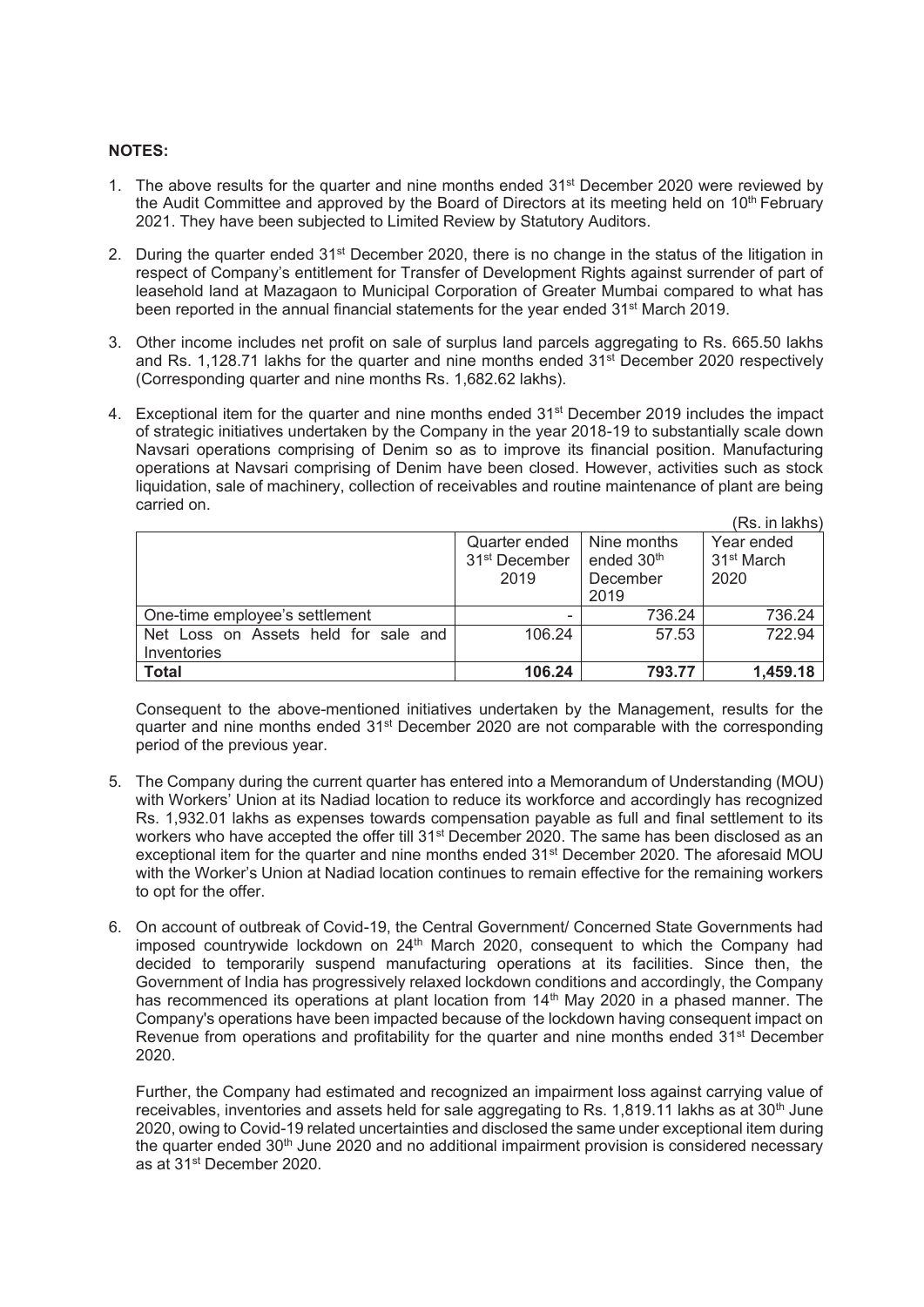**NOTES:**

1. The above results for the quarter and nine months ended 31st December 2020 were reviewed by the Audit Committee and approved by the Board of Directors at its meeting held on 10th February 2021. They have been subjected to Limited Review by Statutory Auditors.

2. During the quarter ended 31st December 2020, there is no change in the status of the litigation in respect of Company's entitlement for Transfer of Development Rights against surrender of part of leasehold land at Mazagaon to Municipal Corporation of Greater Mumbai compared to what has been reported in the annual financial statements for the year ended 31st March 2019.

3. Other income includes net profit on sale of surplus land parcels aggregating to Rs. 665.50 lakhs and Rs. 1,128.71 lakhs for the quarter and nine months ended 31st December 2020 respectively (Corresponding quarter and nine months Rs. 1,682.62 lakhs).

4. Exceptional item for the quarter and nine months ended 31st December 2019 includes the impact of strategic initiatives undertaken by the Company in the year 2018-19 to substantially scale down Navsari operations comprising of Denim so as to improve its financial position. Manufacturing operations at Navsari comprising of Denim have been closed. However, activities such as stock liquidation, sale of machinery, collection of receivables and routine maintenance of plant are being carried on.

(Rs. in lakhs)

| | Quarter ended 31st December 2019 | Nine months ended 30th December 2019 | Year ended 31st March 2020 |
|---|---|---|---|
| One-time employee's settlement | - | 736.24 | 736.24 |
| Net Loss on Assets held for sale and Inventories | 106.24 | 57.53 | 722.94 |
| **Total** | **106.24** | **793.77** | **1,459.18** |

Consequent to the above-mentioned initiatives undertaken by the Management, results for the quarter and nine months ended 31st December 2020 are not comparable with the corresponding period of the previous year.

5. The Company during the current quarter has entered into a Memorandum of Understanding (MOU) with Workers' Union at its Nadiad location to reduce its workforce and accordingly has recognized Rs. 1,932.01 lakhs as expenses towards compensation payable as full and final settlement to its workers who have accepted the offer till 31st December 2020. The same has been disclosed as an exceptional item for the quarter and nine months ended 31st December 2020. The aforesaid MOU with the Worker's Union at Nadiad location continues to remain effective for the remaining workers to opt for the offer.

6. On account of outbreak of Covid-19, the Central Government/ Concerned State Governments had imposed countrywide lockdown on 24th March 2020, consequent to which the Company had decided to temporarily suspend manufacturing operations at its facilities. Since then, the Government of India has progressively relaxed lockdown conditions and accordingly, the Company has recommenced its operations at plant location from 14th May 2020 in a phased manner. The Company's operations have been impacted because of the lockdown having consequent impact on Revenue from operations and profitability for the quarter and nine months ended 31st December 2020.

   Further, the Company had estimated and recognized an impairment loss against carrying value of receivables, inventories and assets held for sale aggregating to Rs. 1,819.11 lakhs as at 30th June 2020, owing to Covid-19 related uncertainties and disclosed the same under exceptional item during the quarter ended 30th June 2020 and no additional impairment provision is considered necessary as at 31st December 2020.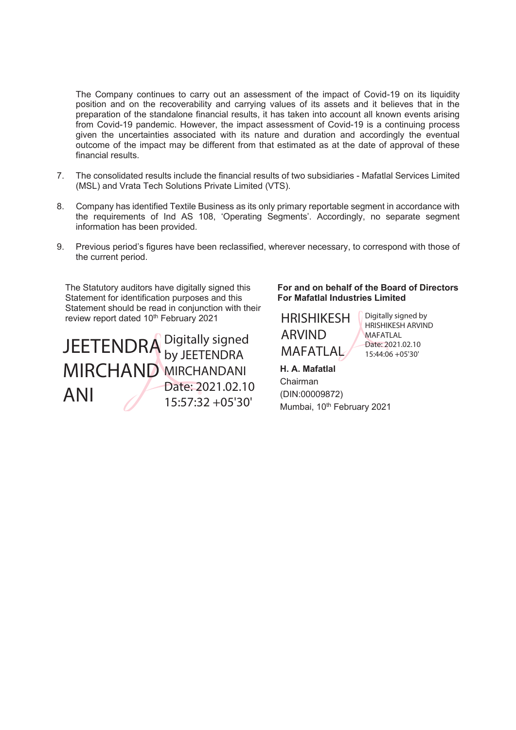The Company continues to carry out an assessment of the impact of Covid-19 on its liquidity position and on the recoverability and carrying values of its assets and it believes that in the preparation of the standalone financial results, it has taken into account all known events arising from Covid-19 pandemic. However, the impact assessment of Covid-19 is a continuing process given the uncertainties associated with its nature and duration and accordingly the eventual outcome of the impact may be different from that estimated as at the date of approval of these financial results.

7. The consolidated results include the financial results of two subsidiaries - Mafatlal Services Limited (MSL) and Vrata Tech Solutions Private Limited (VTS).

8. Company has identified Textile Business as its only primary reportable segment in accordance with the requirements of Ind AS 108, 'Operating Segments'. Accordingly, no separate segment information has been provided.

9. Previous period's figures have been reclassified, wherever necessary, to correspond with those of the current period.

The Statutory auditors have digitally signed this Statement for identification purposes and this Statement should be read in conjunction with their review report dated 10th February 2021

JEETENDRA MIRCHANDANI
Digitally signed by JEETENDRA MIRCHANDANI
Date: 2021.02.10 15:57:32 +05'30'

**For and on behalf of the Board of Directors**
**For Mafatlal Industries Limited**

HRISHIKESH ARVIND MAFATLAL
Digitally signed by HRISHIKESH ARVIND MAFATLAL
Date: 2021.02.10 15:44:06 +05'30'

**H. A. Mafatlal**
Chairman
(DIN:00009872)
Mumbai, 10th February 2021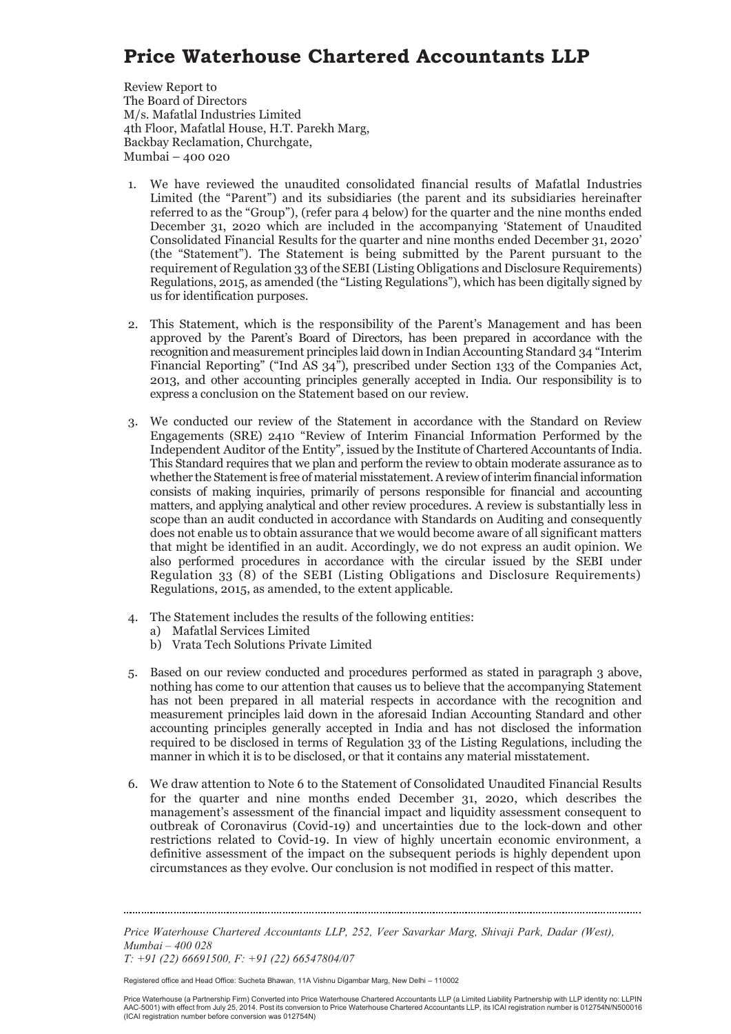# Price Waterhouse Chartered Accountants LLP

Review Report to
The Board of Directors
M/s. Mafatlal Industries Limited
4th Floor, Mafatlal House, H.T. Parekh Marg,
Backbay Reclamation, Churchgate,
Mumbai – 400 020

1. We have reviewed the unaudited consolidated financial results of Mafatlal Industries Limited (the "Parent") and its subsidiaries (the parent and its subsidiaries hereinafter referred to as the "Group"), (refer para 4 below) for the quarter and the nine months ended December 31, 2020 which are included in the accompanying 'Statement of Unaudited Consolidated Financial Results for the quarter and nine months ended December 31, 2020' (the "Statement"). The Statement is being submitted by the Parent pursuant to the requirement of Regulation 33 of the SEBI (Listing Obligations and Disclosure Requirements) Regulations, 2015, as amended (the "Listing Regulations"), which has been digitally signed by us for identification purposes.

2. This Statement, which is the responsibility of the Parent's Management and has been approved by the Parent's Board of Directors, has been prepared in accordance with the recognition and measurement principles laid down in Indian Accounting Standard 34 "Interim Financial Reporting" ("Ind AS 34"), prescribed under Section 133 of the Companies Act, 2013, and other accounting principles generally accepted in India. Our responsibility is to express a conclusion on the Statement based on our review.

3. We conducted our review of the Statement in accordance with the Standard on Review Engagements (SRE) 2410 "Review of Interim Financial Information Performed by the Independent Auditor of the Entity", issued by the Institute of Chartered Accountants of India. This Standard requires that we plan and perform the review to obtain moderate assurance as to whether the Statement is free of material misstatement. A review of interim financial information consists of making inquiries, primarily of persons responsible for financial and accounting matters, and applying analytical and other review procedures. A review is substantially less in scope than an audit conducted in accordance with Standards on Auditing and consequently does not enable us to obtain assurance that we would become aware of all significant matters that might be identified in an audit. Accordingly, we do not express an audit opinion. We also performed procedures in accordance with the circular issued by the SEBI under Regulation 33 (8) of the SEBI (Listing Obligations and Disclosure Requirements) Regulations, 2015, as amended, to the extent applicable.

4. The Statement includes the results of the following entities:
   a) Mafatlal Services Limited
   b) Vrata Tech Solutions Private Limited

5. Based on our review conducted and procedures performed as stated in paragraph 3 above, nothing has come to our attention that causes us to believe that the accompanying Statement has not been prepared in all material respects in accordance with the recognition and measurement principles laid down in the aforesaid Indian Accounting Standard and other accounting principles generally accepted in India and has not disclosed the information required to be disclosed in terms of Regulation 33 of the Listing Regulations, including the manner in which it is to be disclosed, or that it contains any material misstatement.

6. We draw attention to Note 6 to the Statement of Consolidated Unaudited Financial Results for the quarter and nine months ended December 31, 2020, which describes the management's assessment of the financial impact and liquidity assessment consequent to outbreak of Coronavirus (Covid-19) and uncertainties due to the lock-down and other restrictions related to Covid-19. In view of highly uncertain economic environment, a definitive assessment of the impact on the subsequent periods is highly dependent upon circumstances as they evolve. Our conclusion is not modified in respect of this matter.

*Price Waterhouse Chartered Accountants LLP, 252, Veer Savarkar Marg, Shivaji Park, Dadar (West), Mumbai – 400 028*
*T: +91 (22) 66691500, F: +91 (22) 66547804/07*

Registered office and Head Office: Sucheta Bhawan, 11A Vishnu Digambar Marg, New Delhi – 110002

Price Waterhouse (a Partnership Firm) Converted into Price Waterhouse Chartered Accountants LLP (a Limited Liability Partnership with LLP identity no: LLPIN AAC-5001) with effect from July 25, 2014. Post its conversion to Price Waterhouse Chartered Accountants LLP, its ICAI registration number is 012754N/N500016 (ICAI registration number before conversion was 012754N)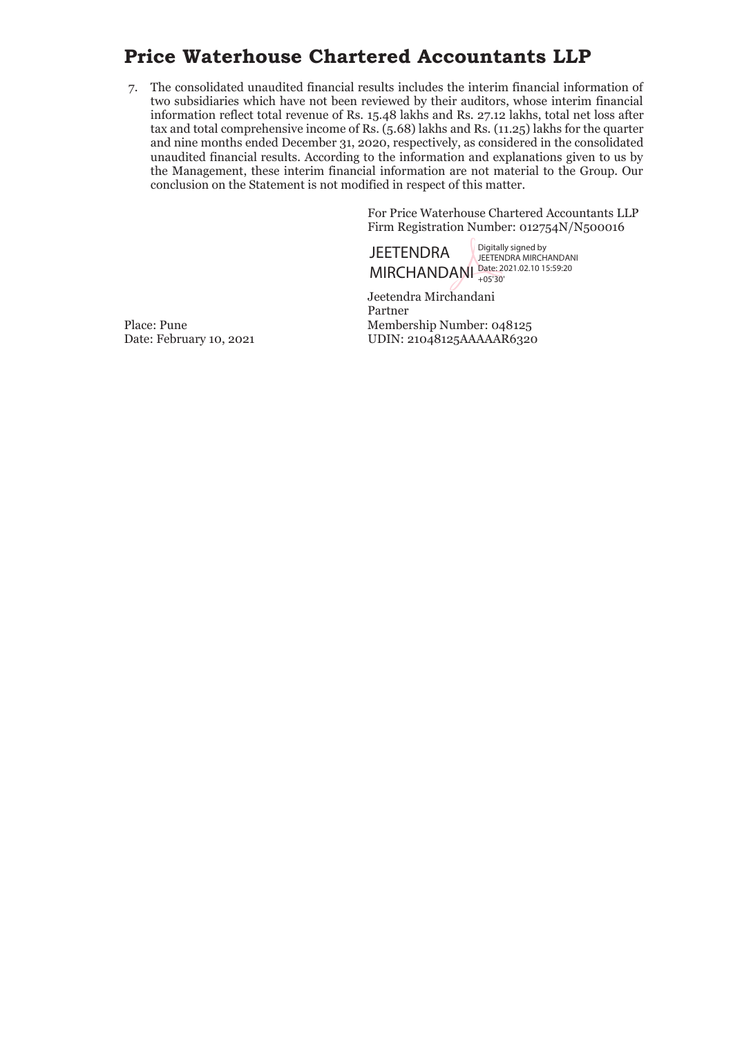# Price Waterhouse Chartered Accountants LLP

7. The consolidated unaudited financial results includes the interim financial information of two subsidiaries which have not been reviewed by their auditors, whose interim financial information reflect total revenue of Rs. 15.48 lakhs and Rs. 27.12 lakhs, total net loss after tax and total comprehensive income of Rs. (5.68) lakhs and Rs. (11.25) lakhs for the quarter and nine months ended December 31, 2020, respectively, as considered in the consolidated unaudited financial results. According to the information and explanations given to us by the Management, these interim financial information are not material to the Group. Our conclusion on the Statement is not modified in respect of this matter.

For Price Waterhouse Chartered Accountants LLP
Firm Registration Number: 012754N/N500016

JEETENDRA MIRCHANDANI
Digitally signed by JEETENDRA MIRCHANDANI
Date: 2021.02.10 15:59:20 +05'30'

Jeetendra Mirchandani
Partner
Membership Number: 048125
UDIN: 21048125AAAAAR6320

Place: Pune
Date: February 10, 2021